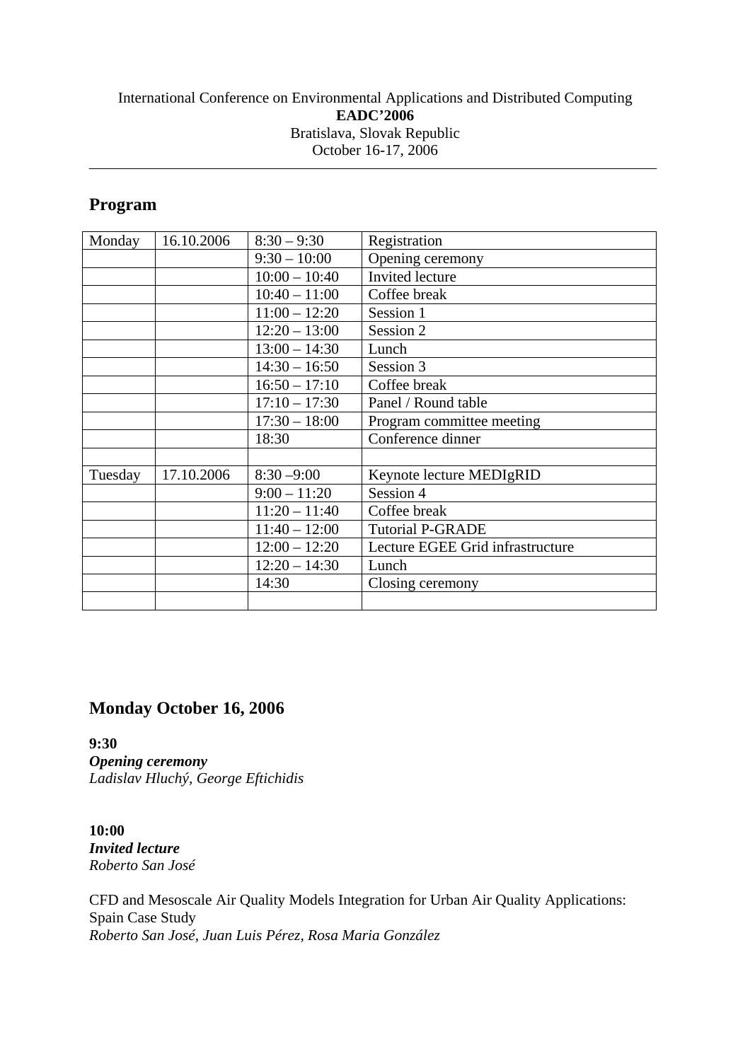International Conference on Environmental Applications and Distributed Computing
**EADC'2006**
Bratislava, Slovak Republic
October 16-17, 2006

---

## Program

| Monday | 16.10.2006 | 8:30 – 9:30 | Registration |
|---|---|---|---|
| | | 9:30 – 10:00 | Opening ceremony |
| | | 10:00 – 10:40 | Invited lecture |
| | | 10:40 – 11:00 | Coffee break |
| | | 11:00 – 12:20 | Session 1 |
| | | 12:20 – 13:00 | Session 2 |
| | | 13:00 – 14:30 | Lunch |
| | | 14:30 – 16:50 | Session 3 |
| | | 16:50 – 17:10 | Coffee break |
| | | 17:10 – 17:30 | Panel / Round table |
| | | 17:30 – 18:00 | Program committee meeting |
| | | 18:30 | Conference dinner |
| | | | |
| Tuesday | 17.10.2006 | 8:30 –9:00 | Keynote lecture MEDIgRID |
| | | 9:00 – 11:20 | Session 4 |
| | | 11:20 – 11:40 | Coffee break |
| | | 11:40 – 12:00 | Tutorial P-GRADE |
| | | 12:00 – 12:20 | Lecture EGEE Grid infrastructure |
| | | 12:20 – 14:30 | Lunch |
| | | 14:30 | Closing ceremony |
| | | | |

## Monday October 16, 2006

**9:30**
***Opening ceremony***
*Ladislav Hluchý, George Eftichidis*

**10:00**
***Invited lecture***
*Roberto San José*

CFD and Mesoscale Air Quality Models Integration for Urban Air Quality Applications: Spain Case Study
*Roberto San José, Juan Luis Pérez, Rosa Maria González*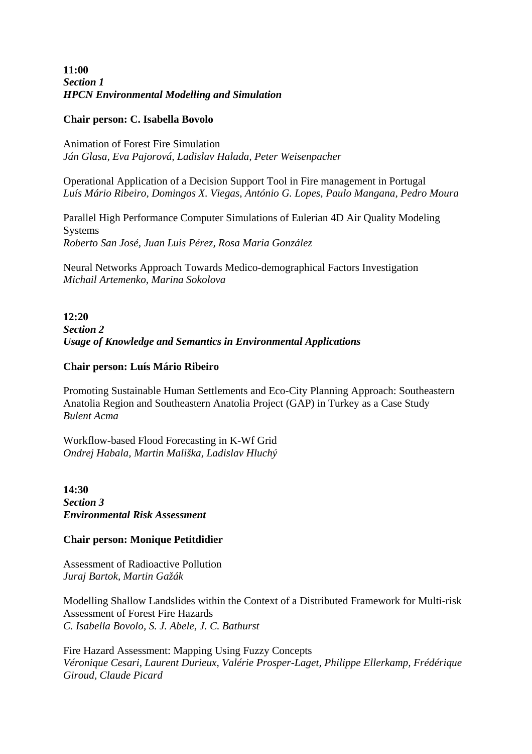**11:00**
***Section 1***
***HPCN Environmental Modelling and Simulation***

**Chair person: C. Isabella Bovolo**

Animation of Forest Fire Simulation
*Ján Glasa, Eva Pajorová, Ladislav Halada, Peter Weisenpacher*

Operational Application of a Decision Support Tool in Fire management in Portugal
*Luís Mário Ribeiro, Domingos X. Viegas, António G. Lopes, Paulo Mangana, Pedro Moura*

Parallel High Performance Computer Simulations of Eulerian 4D Air Quality Modeling Systems
*Roberto San José, Juan Luis Pérez, Rosa Maria González*

Neural Networks Approach Towards Medico-demographical Factors Investigation
*Michail Artemenko, Marina Sokolova*

**12:20**
***Section 2***
***Usage of Knowledge and Semantics in Environmental Applications***

**Chair person: Luís Mário Ribeiro**

Promoting Sustainable Human Settlements and Eco-City Planning Approach: Southeastern Anatolia Region and Southeastern Anatolia Project (GAP) in Turkey as a Case Study
*Bulent Acma*

Workflow-based Flood Forecasting in K-Wf Grid
*Ondrej Habala, Martin Mališka, Ladislav Hluchý*

**14:30**
***Section 3***
***Environmental Risk Assessment***

**Chair person: Monique Petitdidier**

Assessment of Radioactive Pollution
*Juraj Bartok, Martin Gažák*

Modelling Shallow Landslides within the Context of a Distributed Framework for Multi-risk Assessment of Forest Fire Hazards
*C. Isabella Bovolo, S. J. Abele, J. C. Bathurst*

Fire Hazard Assessment: Mapping Using Fuzzy Concepts
*Véronique Cesari, Laurent Durieux, Valérie Prosper-Laget, Philippe Ellerkamp, Frédérique Giroud, Claude Picard*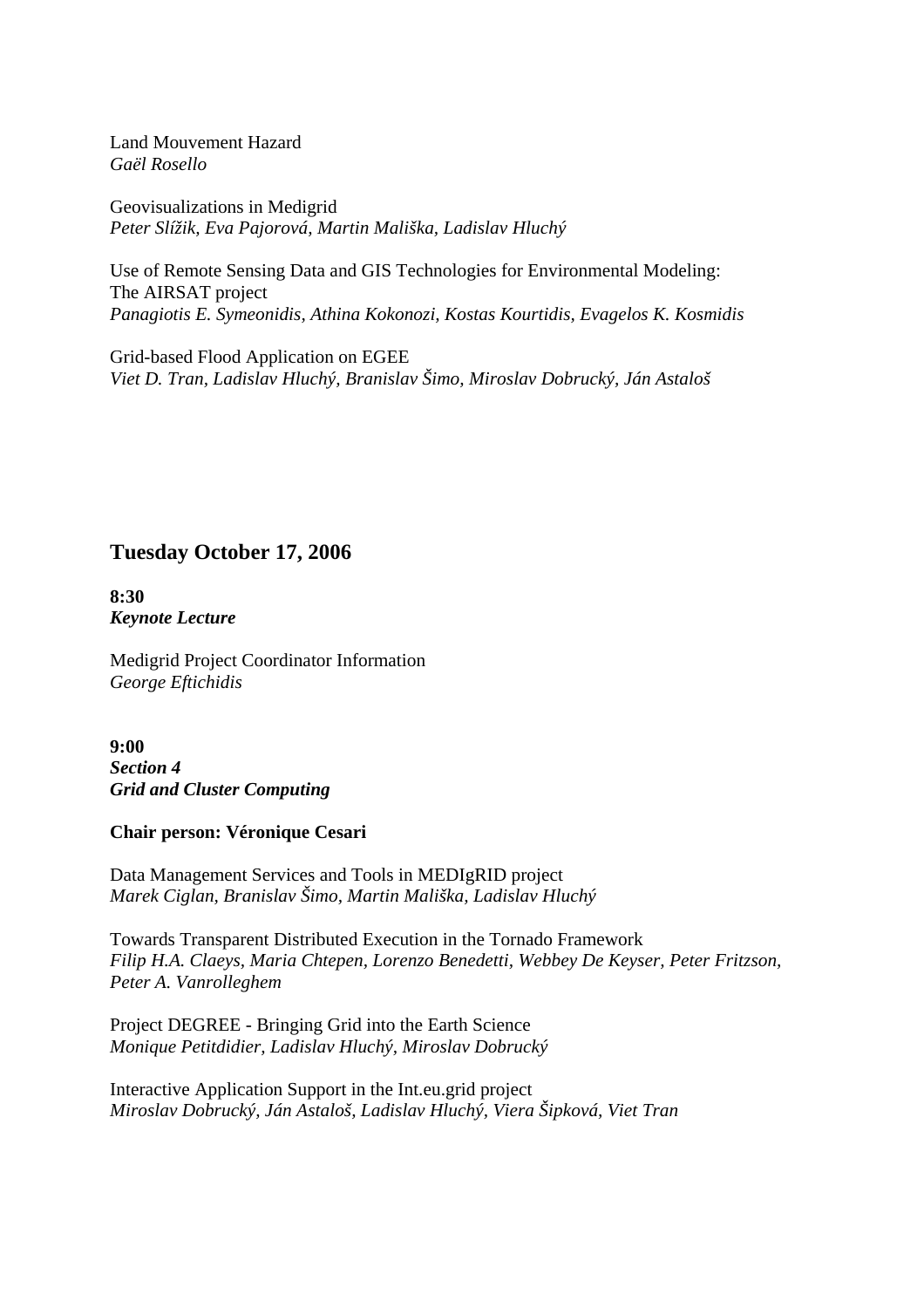Land Mouvement Hazard
*Gaël Rosello*

Geovisualizations in Medigrid
*Peter Slížik, Eva Pajorová, Martin Mališka, Ladislav Hluchý*

Use of Remote Sensing Data and GIS Technologies for Environmental Modeling: The AIRSAT project
*Panagiotis E. Symeonidis, Athina Kokonozi, Kostas Kourtidis, Evagelos K. Kosmidis*

Grid-based Flood Application on EGEE
*Viet D. Tran, Ladislav Hluchý, Branislav Šimo, Miroslav Dobrucký, Ján Astaloš*

## Tuesday October 17, 2006

**8:30**
***Keynote Lecture***

Medigrid Project Coordinator Information
*George Eftichidis*

**9:00**
***Section 4***
***Grid and Cluster Computing***

**Chair person: Véronique Cesari**

Data Management Services and Tools in MEDIgRID project
*Marek Ciglan, Branislav Šimo, Martin Mališka, Ladislav Hluchý*

Towards Transparent Distributed Execution in the Tornado Framework
*Filip H.A. Claeys, Maria Chtepen, Lorenzo Benedetti, Webbey De Keyser, Peter Fritzson, Peter A. Vanrolleghem*

Project DEGREE - Bringing Grid into the Earth Science
*Monique Petitdidier, Ladislav Hluchý, Miroslav Dobrucký*

Interactive Application Support in the Int.eu.grid project
*Miroslav Dobrucký, Ján Astaloš, Ladislav Hluchý, Viera Šipková, Viet Tran*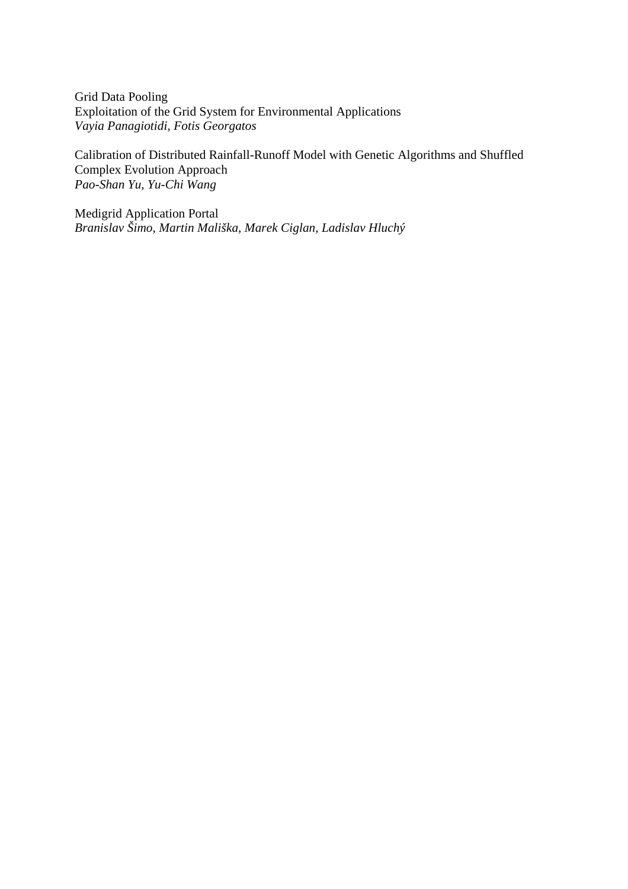Grid Data Pooling  
Exploitation of the Grid System for Environmental Applications  
*Vayia Panagiotidi, Fotis Georgatos*

Calibration of Distributed Rainfall-Runoff Model with Genetic Algorithms and Shuffled Complex Evolution Approach  
*Pao-Shan Yu, Yu-Chi Wang*

Medigrid Application Portal  
*Branislav Šimo, Martin Mališka, Marek Ciglan, Ladislav Hluchý*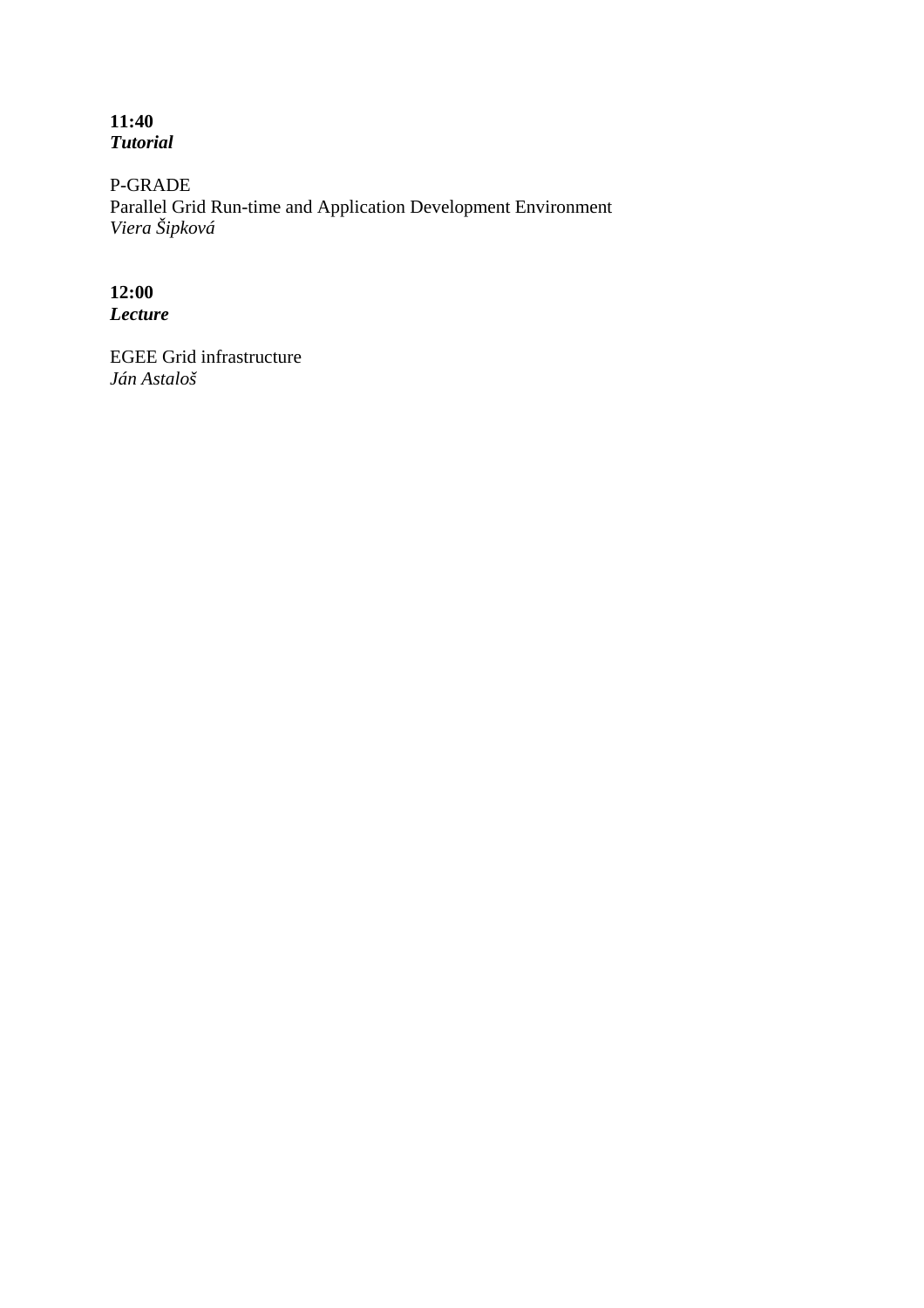**11:40**
***Tutorial***

P-GRADE
Parallel Grid Run-time and Application Development Environment
*Viera Šipková*

**12:00**
***Lecture***

EGEE Grid infrastructure
*Ján Astaloš*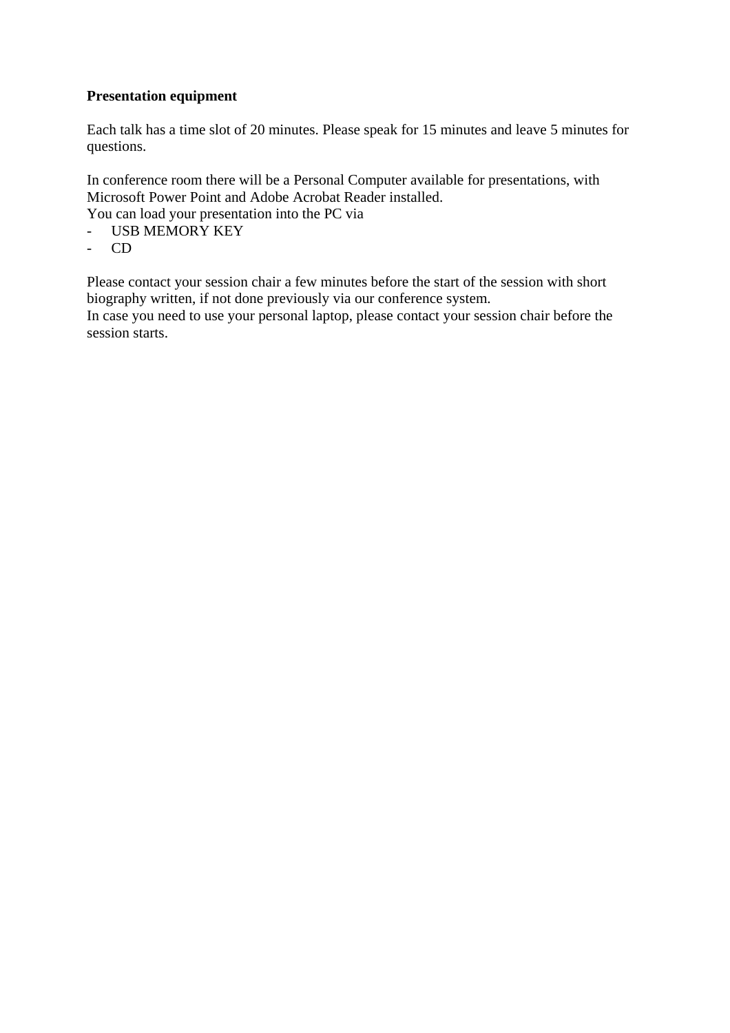**Presentation equipment**

Each talk has a time slot of 20 minutes. Please speak for 15 minutes and leave 5 minutes for questions.

In conference room there will be a Personal Computer available for presentations, with Microsoft Power Point and Adobe Acrobat Reader installed.
You can load your presentation into the PC via

- USB MEMORY KEY
- CD

Please contact your session chair a few minutes before the start of the session with short biography written, if not done previously via our conference system.
In case you need to use your personal laptop, please contact your session chair before the session starts.